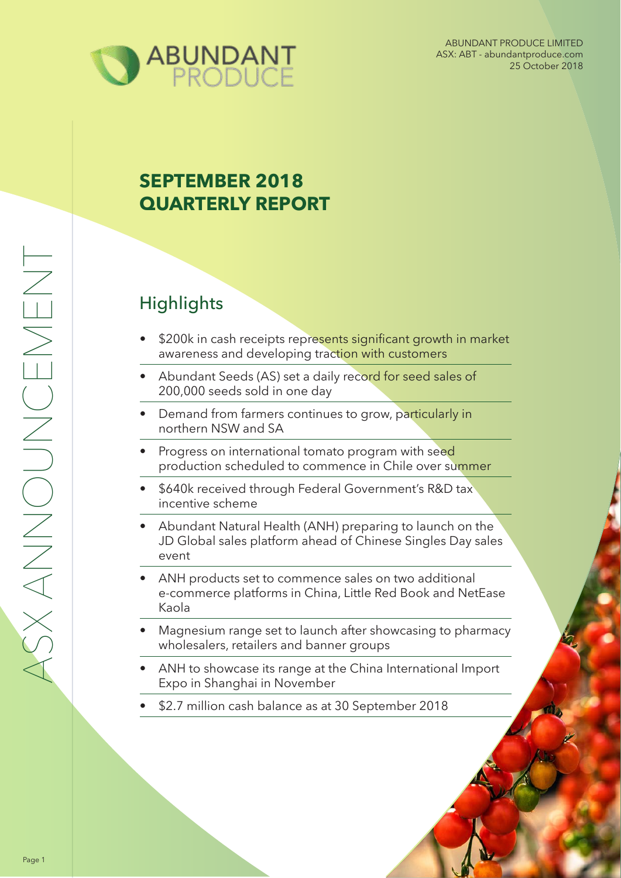ABUNDANT PRODUCE LIMITED
ASX: ABT - abundantproduce.com
25 October 2018

ASX ANNOUNCEMENT

# SEPTEMBER 2018 QUARTERLY REPORT

## Highlights

- $200k in cash receipts represents significant growth in market awareness and developing traction with customers
- Abundant Seeds (AS) set a daily record for seed sales of 200,000 seeds sold in one day
- Demand from farmers continues to grow, particularly in northern NSW and SA
- Progress on international tomato program with seed production scheduled to commence in Chile over summer
- $640k received through Federal Government's R&D tax incentive scheme
- Abundant Natural Health (ANH) preparing to launch on the JD Global sales platform ahead of Chinese Singles Day sales event
- ANH products set to commence sales on two additional e-commerce platforms in China, Little Red Book and NetEase Kaola
- Magnesium range set to launch after showcasing to pharmacy wholesalers, retailers and banner groups
- ANH to showcase its range at the China International Import Expo in Shanghai in November
- $2.7 million cash balance as at 30 September 2018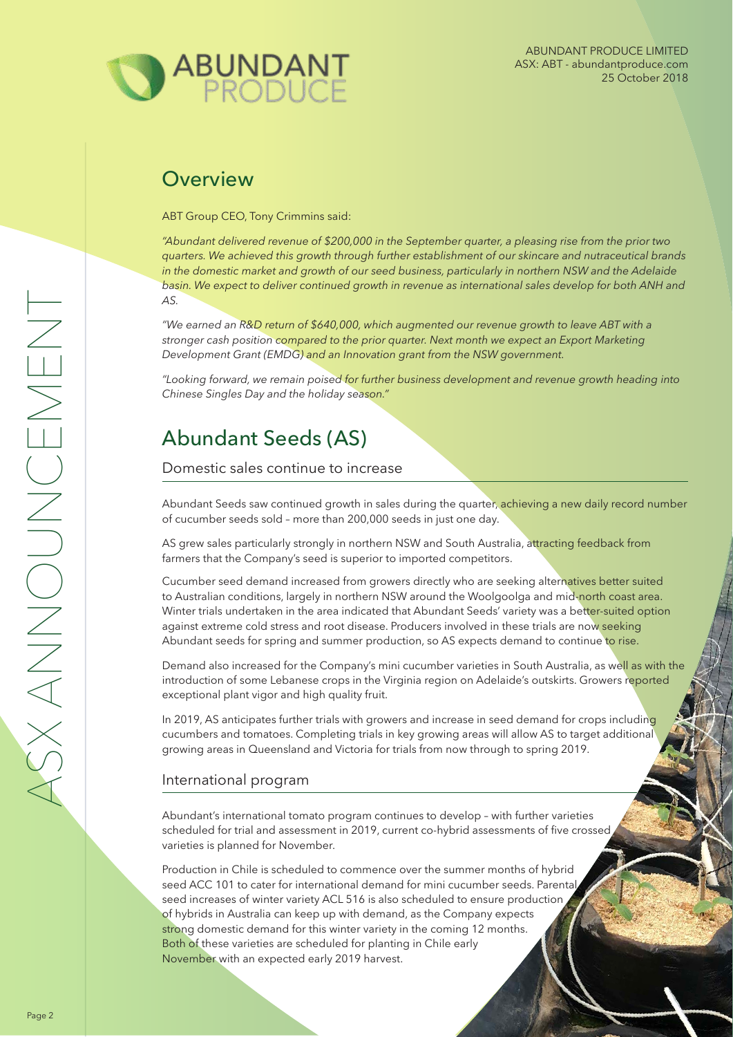## Overview

ABT Group CEO, Tony Crimmins said:

*"Abundant delivered revenue of $200,000 in the September quarter, a pleasing rise from the prior two quarters. We achieved this growth through further establishment of our skincare and nutraceutical brands in the domestic market and growth of our seed business, particularly in northern NSW and the Adelaide basin. We expect to deliver continued growth in revenue as international sales develop for both ANH and AS.*

*"We earned an R&D return of $640,000, which augmented our revenue growth to leave ABT with a stronger cash position compared to the prior quarter. Next month we expect an Export Marketing Development Grant (EMDG) and an Innovation grant from the NSW government.*

*"Looking forward, we remain poised for further business development and revenue growth heading into Chinese Singles Day and the holiday season."*

# Abundant Seeds (AS)

### Domestic sales continue to increase

Abundant Seeds saw continued growth in sales during the quarter, achieving a new daily record number of cucumber seeds sold – more than 200,000 seeds in just one day.

AS grew sales particularly strongly in northern NSW and South Australia, attracting feedback from farmers that the Company's seed is superior to imported competitors.

Cucumber seed demand increased from growers directly who are seeking alternatives better suited to Australian conditions, largely in northern NSW around the Woolgoolga and mid-north coast area. Winter trials undertaken in the area indicated that Abundant Seeds' variety was a better-suited option against extreme cold stress and root disease. Producers involved in these trials are now seeking Abundant seeds for spring and summer production, so AS expects demand to continue to rise.

Demand also increased for the Company's mini cucumber varieties in South Australia, as well as with the introduction of some Lebanese crops in the Virginia region on Adelaide's outskirts. Growers reported exceptional plant vigor and high quality fruit.

In 2019, AS anticipates further trials with growers and increase in seed demand for crops including cucumbers and tomatoes. Completing trials in key growing areas will allow AS to target additional growing areas in Queensland and Victoria for trials from now through to spring 2019.

### International program

Abundant's international tomato program continues to develop – with further varieties scheduled for trial and assessment in 2019, current co-hybrid assessments of five crossed varieties is planned for November.

Production in Chile is scheduled to commence over the summer months of hybrid seed ACC 101 to cater for international demand for mini cucumber seeds. Parental seed increases of winter variety ACL 516 is also scheduled to ensure production of hybrids in Australia can keep up with demand, as the Company expects strong domestic demand for this winter variety in the coming 12 months. Both of these varieties are scheduled for planting in Chile early November with an expected early 2019 harvest.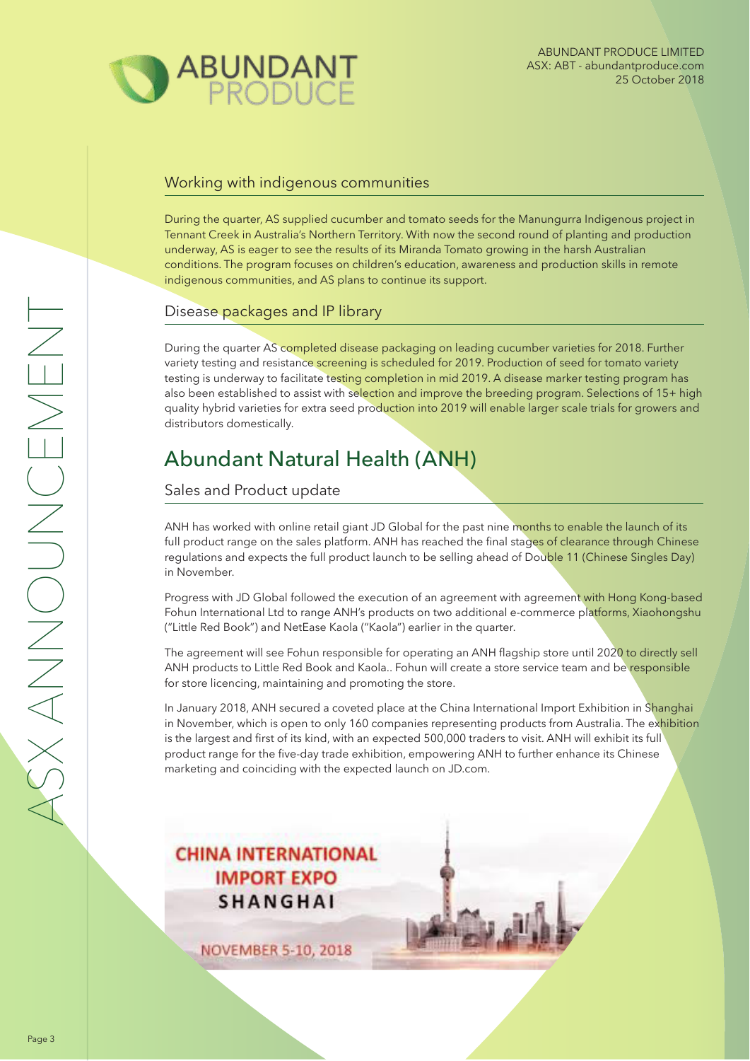### Working with indigenous communities

During the quarter, AS supplied cucumber and tomato seeds for the Manungurra Indigenous project in Tennant Creek in Australia's Northern Territory. With now the second round of planting and production underway, AS is eager to see the results of its Miranda Tomato growing in the harsh Australian conditions. The program focuses on children's education, awareness and production skills in remote indigenous communities, and AS plans to continue its support.

### Disease packages and IP library

During the quarter AS completed disease packaging on leading cucumber varieties for 2018. Further variety testing and resistance screening is scheduled for 2019. Production of seed for tomato variety testing is underway to facilitate testing completion in mid 2019. A disease marker testing program has also been established to assist with selection and improve the breeding program. Selections of 15+ high quality hybrid varieties for extra seed production into 2019 will enable larger scale trials for growers and distributors domestically.

## Abundant Natural Health (ANH)

### Sales and Product update

ANH has worked with online retail giant JD Global for the past nine months to enable the launch of its full product range on the sales platform. ANH has reached the final stages of clearance through Chinese regulations and expects the full product launch to be selling ahead of Double 11 (Chinese Singles Day) in November.

Progress with JD Global followed the execution of an agreement with agreement with Hong Kong-based Fohun International Ltd to range ANH's products on two additional e-commerce platforms, Xiaohongshu ("Little Red Book") and NetEase Kaola ("Kaola") earlier in the quarter.

The agreement will see Fohun responsible for operating an ANH flagship store until 2020 to directly sell ANH products to Little Red Book and Kaola.. Fohun will create a store service team and be responsible for store licencing, maintaining and promoting the store.

In January 2018, ANH secured a coveted place at the China International Import Exhibition in Shanghai in November, which is open to only 160 companies representing products from Australia. The exhibition is the largest and first of its kind, with an expected 500,000 traders to visit. ANH will exhibit its full product range for the five-day trade exhibition, empowering ANH to further enhance its Chinese marketing and coinciding with the expected launch on JD.com.

CHINA INTERNATIONAL IMPORT EXPO SHANGHAI

NOVEMBER 5-10, 2018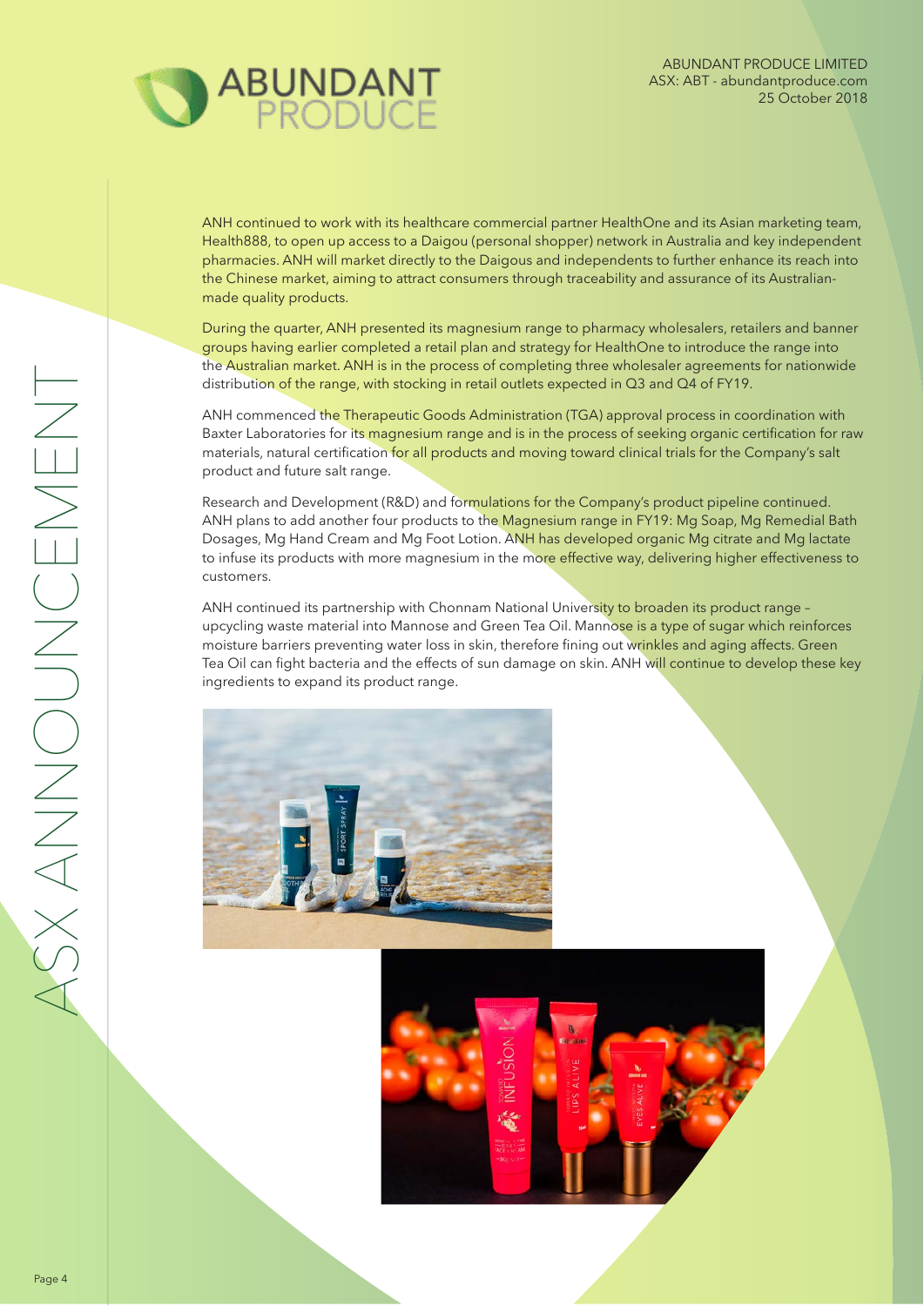ANH continued to work with its healthcare commercial partner HealthOne and its Asian marketing team, Health888, to open up access to a Daigou (personal shopper) network in Australia and key independent pharmacies. ANH will market directly to the Daigous and independents to further enhance its reach into the Chinese market, aiming to attract consumers through traceability and assurance of its Australian-made quality products.

During the quarter, ANH presented its magnesium range to pharmacy wholesalers, retailers and banner groups having earlier completed a retail plan and strategy for HealthOne to introduce the range into the Australian market. ANH is in the process of completing three wholesaler agreements for nationwide distribution of the range, with stocking in retail outlets expected in Q3 and Q4 of FY19.

ANH commenced the Therapeutic Goods Administration (TGA) approval process in coordination with Baxter Laboratories for its magnesium range and is in the process of seeking organic certification for raw materials, natural certification for all products and moving toward clinical trials for the Company's salt product and future salt range.

Research and Development (R&D) and formulations for the Company's product pipeline continued. ANH plans to add another four products to the Magnesium range in FY19: Mg Soap, Mg Remedial Bath Dosages, Mg Hand Cream and Mg Foot Lotion. ANH has developed organic Mg citrate and Mg lactate to infuse its products with more magnesium in the more effective way, delivering higher effectiveness to customers.

ANH continued its partnership with Chonnam National University to broaden its product range – upcycling waste material into Mannose and Green Tea Oil. Mannose is a type of sugar which reinforces moisture barriers preventing water loss in skin, therefore fining out wrinkles and aging affects. Green Tea Oil can fight bacteria and the effects of sun damage on skin. ANH will continue to develop these key ingredients to expand its product range.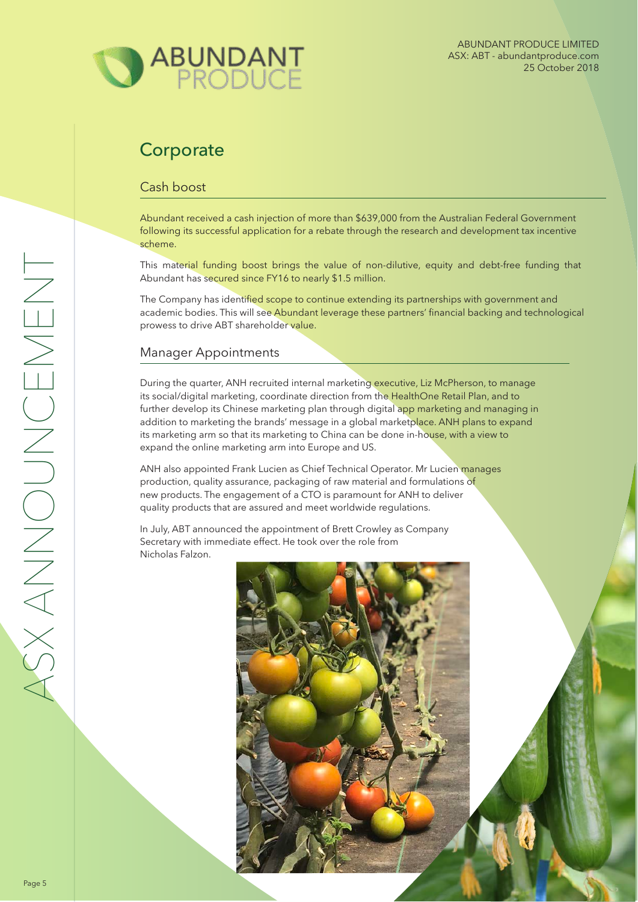# Corporate

## Cash boost

Abundant received a cash injection of more than $639,000 from the Australian Federal Government following its successful application for a rebate through the research and development tax incentive scheme.

This material funding boost brings the value of non-dilutive, equity and debt-free funding that Abundant has secured since FY16 to nearly $1.5 million.

The Company has identified scope to continue extending its partnerships with government and academic bodies. This will see Abundant leverage these partners' financial backing and technological prowess to drive ABT shareholder value.

## Manager Appointments

During the quarter, ANH recruited internal marketing executive, Liz McPherson, to manage its social/digital marketing, coordinate direction from the HealthOne Retail Plan, and to further develop its Chinese marketing plan through digital app marketing and managing in addition to marketing the brands' message in a global marketplace. ANH plans to expand its marketing arm so that its marketing to China can be done in-house, with a view to expand the online marketing arm into Europe and US.

ANH also appointed Frank Lucien as Chief Technical Operator. Mr Lucien manages production, quality assurance, packaging of raw material and formulations of new products. The engagement of a CTO is paramount for ANH to deliver quality products that are assured and meet worldwide regulations.

In July, ABT announced the appointment of Brett Crowley as Company Secretary with immediate effect. He took over the role from Nicholas Falzon.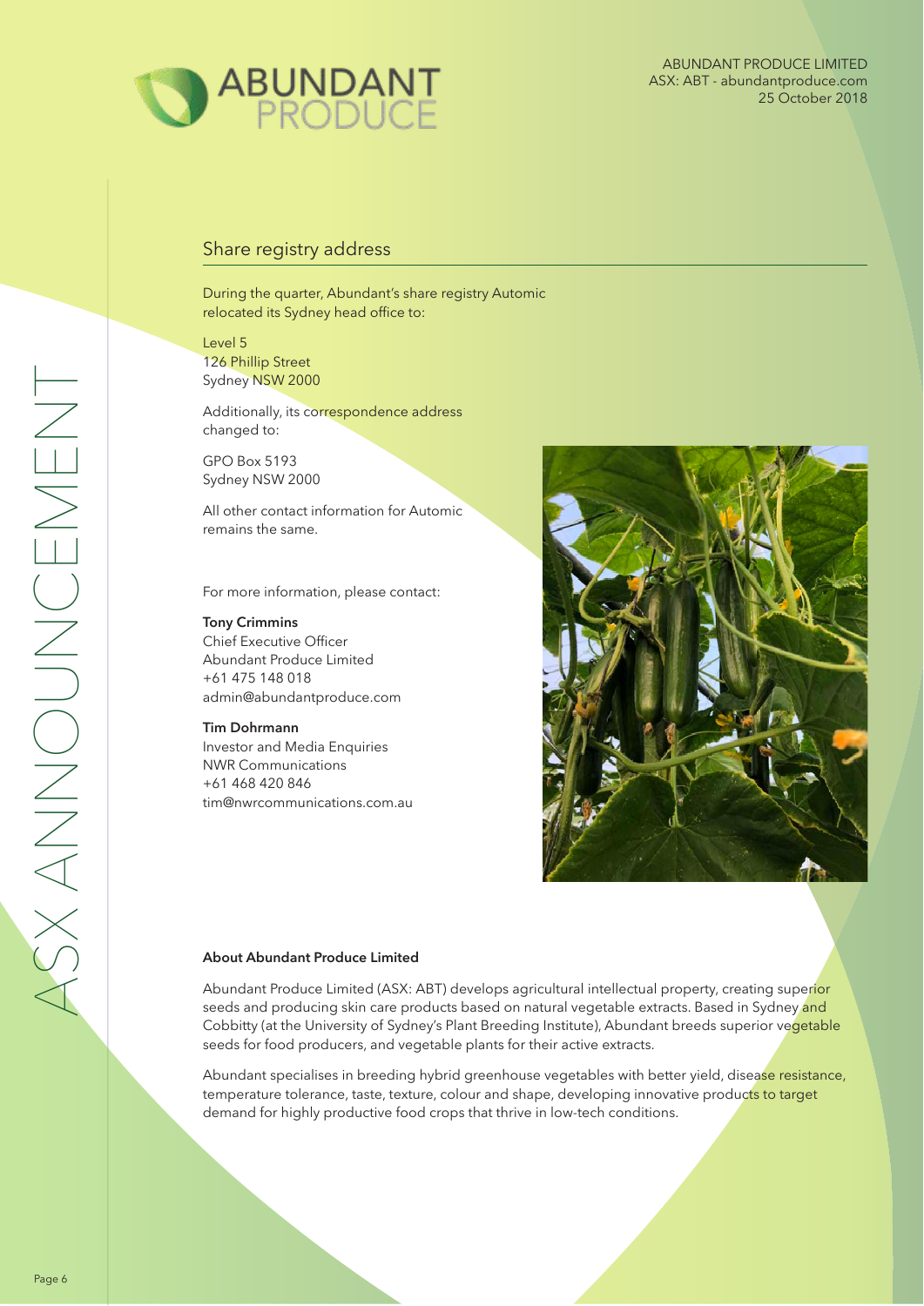## Share registry address

During the quarter, Abundant's share registry Automic relocated its Sydney head office to:

Level 5
126 Phillip Street
Sydney NSW 2000

Additionally, its correspondence address changed to:

GPO Box 5193
Sydney NSW 2000

All other contact information for Automic remains the same.

For more information, please contact:

**Tony Crimmins**
Chief Executive Officer
Abundant Produce Limited
+61 475 148 018
admin@abundantproduce.com

**Tim Dohrmann**
Investor and Media Enquiries
NWR Communications
+61 468 420 846
tim@nwrcommunications.com.au

**About Abundant Produce Limited**

Abundant Produce Limited (ASX: ABT) develops agricultural intellectual property, creating superior seeds and producing skin care products based on natural vegetable extracts. Based in Sydney and Cobbitty (at the University of Sydney's Plant Breeding Institute), Abundant breeds superior vegetable seeds for food producers, and vegetable plants for their active extracts.

Abundant specialises in breeding hybrid greenhouse vegetables with better yield, disease resistance, temperature tolerance, taste, texture, colour and shape, developing innovative products to target demand for highly productive food crops that thrive in low-tech conditions.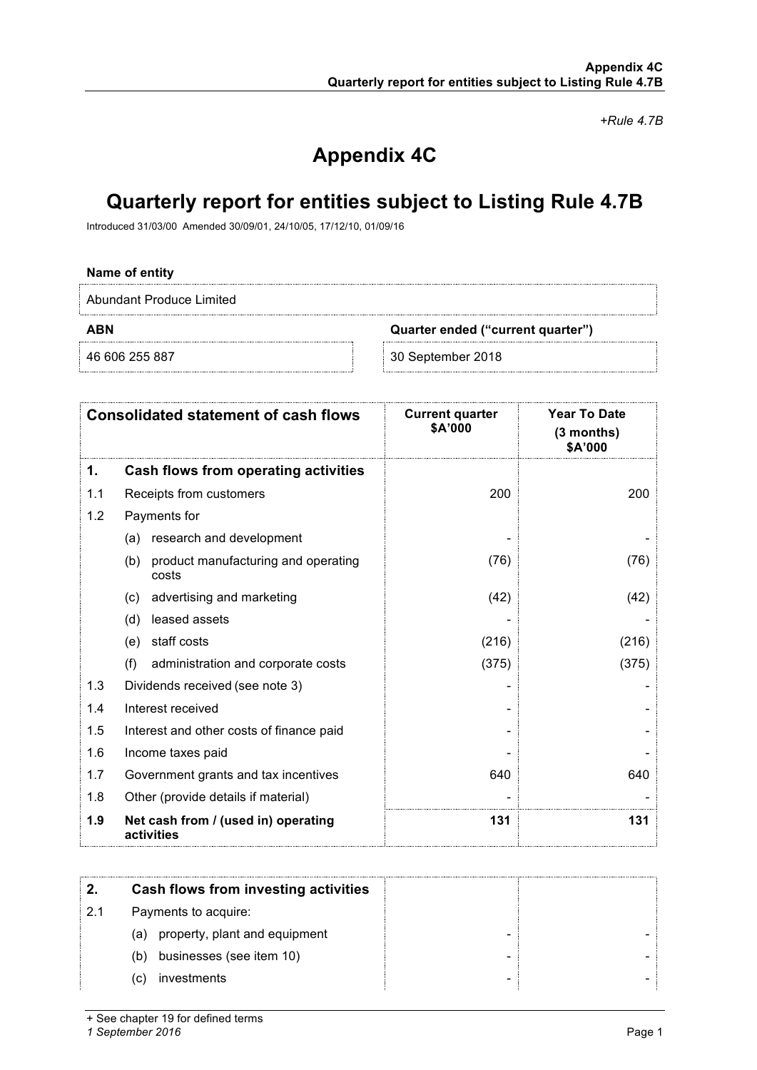*+Rule 4.7B*

# Appendix 4C

# Quarterly report for entities subject to Listing Rule 4.7B

Introduced 31/03/00 Amended 30/09/01, 24/10/05, 17/12/10, 01/09/16

**Name of entity**

Abundant Produce Limited

| **ABN** | **Quarter ended ("current quarter")** |
|---|---|
| 46 606 255 887 | 30 September 2018 |

| | **Consolidated statement of cash flows** | **Current quarter $A'000** | **Year To Date (3 months) $A'000** |
|---|---|---|---|
| **1.** | **Cash flows from operating activities** | | |
| 1.1 | Receipts from customers | 200 | 200 |
| 1.2 | Payments for | | |
| | (a) research and development | - | - |
| | (b) product manufacturing and operating costs | (76) | (76) |
| | (c) advertising and marketing | (42) | (42) |
| | (d) leased assets | - | - |
| | (e) staff costs | (216) | (216) |
| | (f) administration and corporate costs | (375) | (375) |
| 1.3 | Dividends received (see note 3) | - | - |
| 1.4 | Interest received | - | - |
| 1.5 | Interest and other costs of finance paid | - | - |
| 1.6 | Income taxes paid | - | - |
| 1.7 | Government grants and tax incentives | 640 | 640 |
| 1.8 | Other (provide details if material) | - | - |
| **1.9** | **Net cash from / (used in) operating activities** | **131** | **131** |

| **2.** | **Cash flows from investing activities** | | |
|---|---|---|---|
| 2.1 | Payments to acquire: | | |
| | (a) property, plant and equipment | - | - |
| | (b) businesses (see item 10) | - | - |
| | (c) investments | - | - |

+ See chapter 19 for defined terms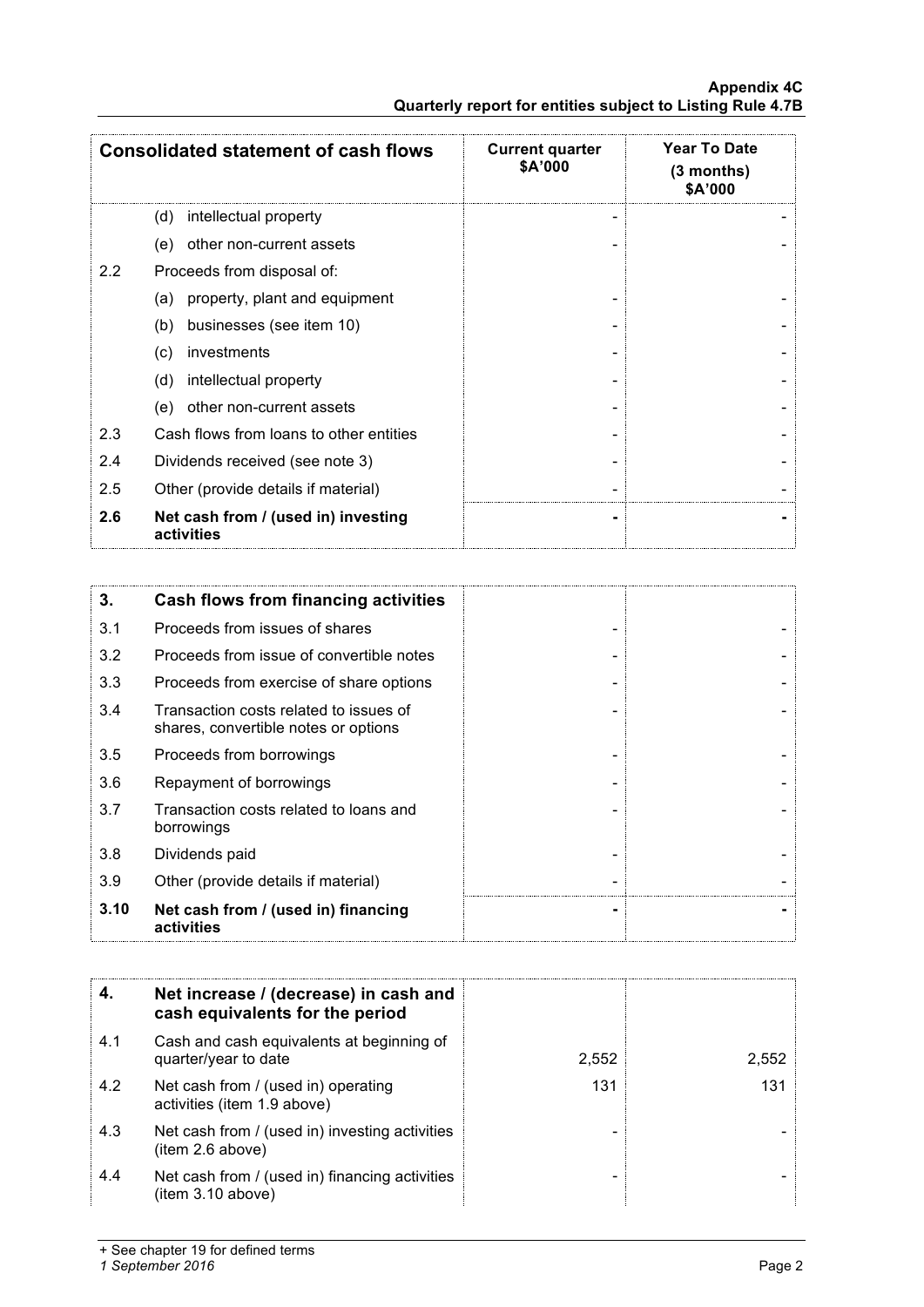| Consolidated statement of cash flows | | Current quarter $A'000 | Year To Date (3 months) $A'000 |
|---|---|---|---|
| | (d) intellectual property | - | - |
| | (e) other non-current assets | - | - |
| 2.2 | Proceeds from disposal of: | | |
| | (a) property, plant and equipment | - | - |
| | (b) businesses (see item 10) | - | - |
| | (c) investments | - | - |
| | (d) intellectual property | - | - |
| | (e) other non-current assets | - | - |
| 2.3 | Cash flows from loans to other entities | - | - |
| 2.4 | Dividends received (see note 3) | - | - |
| 2.5 | Other (provide details if material) | - | - |
| **2.6** | **Net cash from / (used in) investing activities** | **-** | **-** |

| **3.** | **Cash flows from financing activities** | | |
|---|---|---|---|
| 3.1 | Proceeds from issues of shares | - | - |
| 3.2 | Proceeds from issue of convertible notes | - | - |
| 3.3 | Proceeds from exercise of share options | - | - |
| 3.4 | Transaction costs related to issues of shares, convertible notes or options | - | - |
| 3.5 | Proceeds from borrowings | - | - |
| 3.6 | Repayment of borrowings | - | - |
| 3.7 | Transaction costs related to loans and borrowings | - | - |
| 3.8 | Dividends paid | - | - |
| 3.9 | Other (provide details if material) | - | - |
| **3.10** | **Net cash from / (used in) financing activities** | **-** | **-** |

| **4.** | **Net increase / (decrease) in cash and cash equivalents for the period** | | |
|---|---|---|---|
| 4.1 | Cash and cash equivalents at beginning of quarter/year to date | 2,552 | 2,552 |
| 4.2 | Net cash from / (used in) operating activities (item 1.9 above) | 131 | 131 |
| 4.3 | Net cash from / (used in) investing activities (item 2.6 above) | - | - |
| 4.4 | Net cash from / (used in) financing activities (item 3.10 above) | - | - |

+ See chapter 19 for defined terms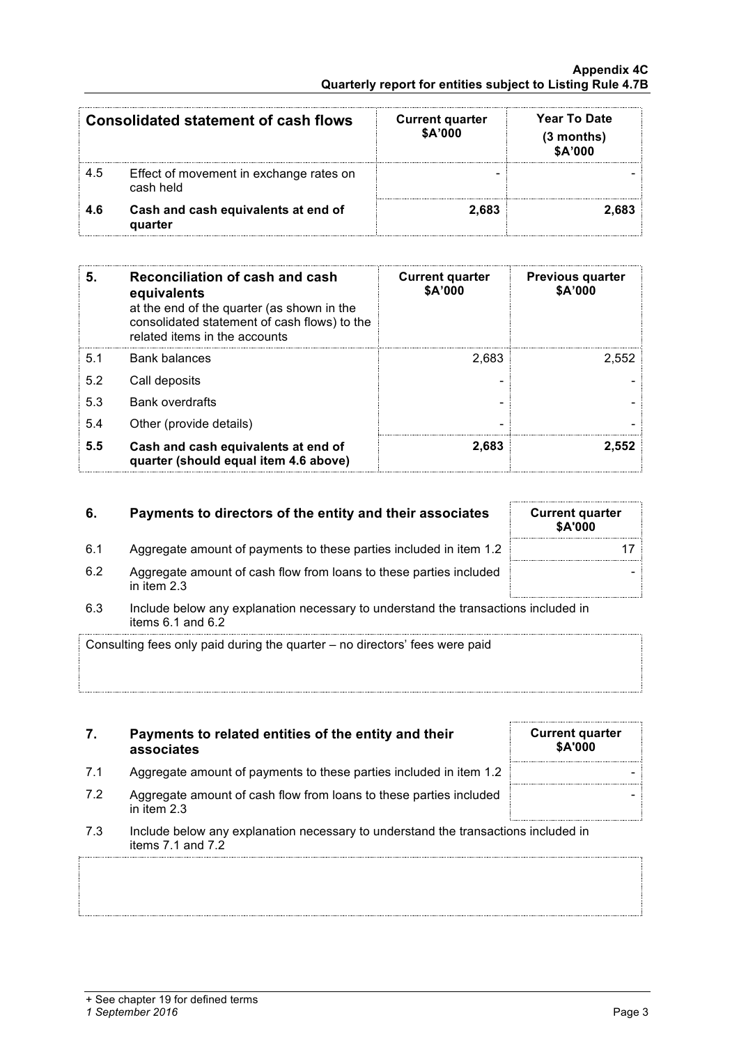| Consolidated statement of cash flows | | Current quarter $A'000 | Year To Date (3 months) $A'000 |
|---|---|---|---|
| 4.5 | Effect of movement in exchange rates on cash held | - | - |
| **4.6** | **Cash and cash equivalents at end of quarter** | **2,683** | **2,683** |

| **5.** | **Reconciliation of cash and cash equivalents** at the end of the quarter (as shown in the consolidated statement of cash flows) to the related items in the accounts | **Current quarter $A'000** | **Previous quarter $A'000** |
|---|---|---|---|
| 5.1 | Bank balances | 2,683 | 2,552 |
| 5.2 | Call deposits | - | - |
| 5.3 | Bank overdrafts | - | - |
| 5.4 | Other (provide details) | - | - |
| **5.5** | **Cash and cash equivalents at end of quarter (should equal item 4.6 above)** | **2,683** | **2,552** |

| **6.** | **Payments to directors of the entity and their associates** | **Current quarter $A'000** |
|---|---|---|
| 6.1 | Aggregate amount of payments to these parties included in item 1.2 | 17 |
| 6.2 | Aggregate amount of cash flow from loans to these parties included in item 2.3 | - |

6.3 Include below any explanation necessary to understand the transactions included in items 6.1 and 6.2

Consulting fees only paid during the quarter – no directors' fees were paid

| **7.** | **Payments to related entities of the entity and their associates** | **Current quarter $A'000** |
|---|---|---|
| 7.1 | Aggregate amount of payments to these parties included in item 1.2 | - |
| 7.2 | Aggregate amount of cash flow from loans to these parties included in item 2.3 | - |

7.3 Include below any explanation necessary to understand the transactions included in items 7.1 and 7.2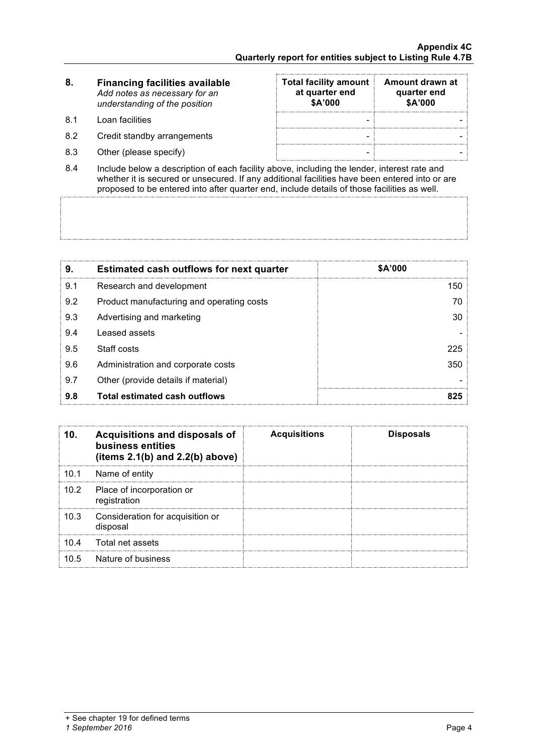| 8. | **Financing facilities available** *Add notes as necessary for an understanding of the position* | **Total facility amount at quarter end $A'000** | **Amount drawn at quarter end $A'000** |
|---|---|---|---|
| 8.1 | Loan facilities | - | - |
| 8.2 | Credit standby arrangements | - | - |
| 8.3 | Other (please specify) | - | - |

8.4 Include below a description of each facility above, including the lender, interest rate and whether it is secured or unsecured. If any additional facilities have been entered into or are proposed to be entered into after quarter end, include details of those facilities as well.

| 9. | **Estimated cash outflows for next quarter** | **$A'000** |
|---|---|---|
| 9.1 | Research and development | 150 |
| 9.2 | Product manufacturing and operating costs | 70 |
| 9.3 | Advertising and marketing | 30 |
| 9.4 | Leased assets | - |
| 9.5 | Staff costs | 225 |
| 9.6 | Administration and corporate costs | 350 |
| 9.7 | Other (provide details if material) | - |
| **9.8** | **Total estimated cash outflows** | **825** |

| 10. | **Acquisitions and disposals of business entities (items 2.1(b) and 2.2(b) above)** | **Acquisitions** | **Disposals** |
|---|---|---|---|
| 10.1 | Name of entity | | |
| 10.2 | Place of incorporation or registration | | |
| 10.3 | Consideration for acquisition or disposal | | |
| 10.4 | Total net assets | | |
| 10.5 | Nature of business | | |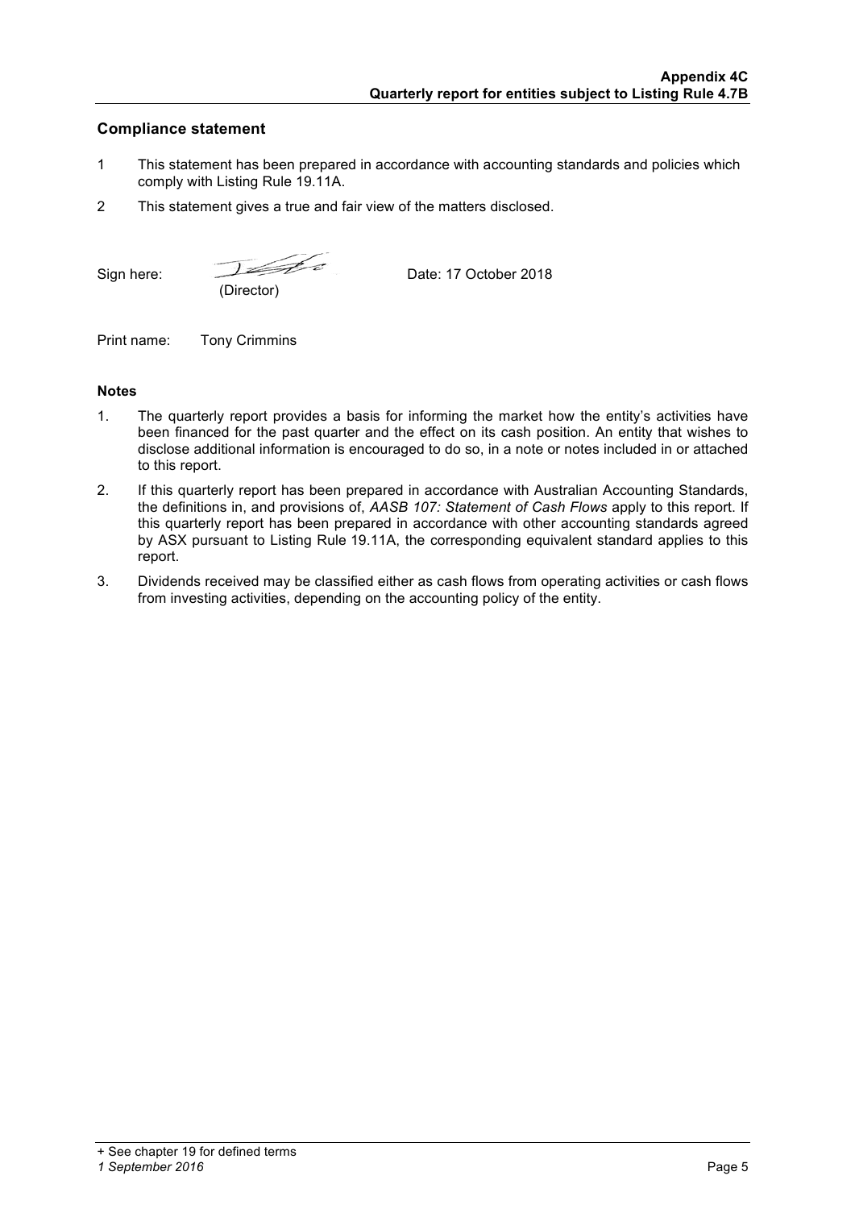## Compliance statement

1 This statement has been prepared in accordance with accounting standards and policies which comply with Listing Rule 19.11A.

2 This statement gives a true and fair view of the matters disclosed.

Sign here: ............................................................ Date: 17 October 2018
(Director)

Print name: Tony Crimmins

### Notes

1. The quarterly report provides a basis for informing the market how the entity's activities have been financed for the past quarter and the effect on its cash position. An entity that wishes to disclose additional information is encouraged to do so, in a note or notes included in or attached to this report.
2. If this quarterly report has been prepared in accordance with Australian Accounting Standards, the definitions in, and provisions of, *AASB 107: Statement of Cash Flows* apply to this report. If this quarterly report has been prepared in accordance with other accounting standards agreed by ASX pursuant to Listing Rule 19.11A, the corresponding equivalent standard applies to this report.
3. Dividends received may be classified either as cash flows from operating activities or cash flows from investing activities, depending on the accounting policy of the entity.

+ See chapter 19 for defined terms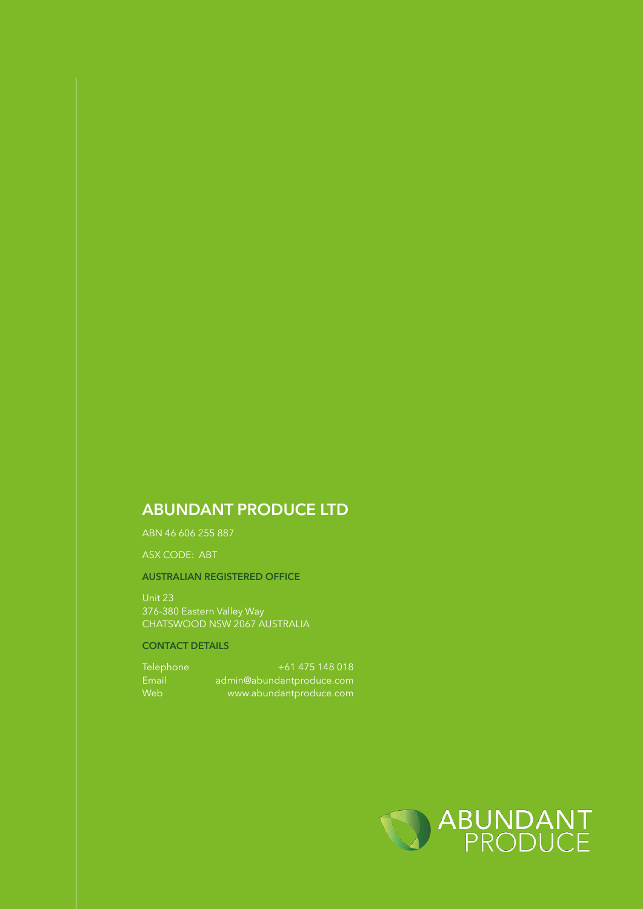# ABUNDANT PRODUCE LTD

ABN 46 606 255 887

ASX CODE: ABT

## AUSTRALIAN REGISTERED OFFICE

Unit 23
376-380 Eastern Valley Way
CHATSWOOD NSW 2067 AUSTRALIA

## CONTACT DETAILS

| | |
|---|---|
| Telephone | +61 475 148 018 |
| Email | admin@abundantproduce.com |
| Web | www.abundantproduce.com |

ABUNDANT PRODUCE